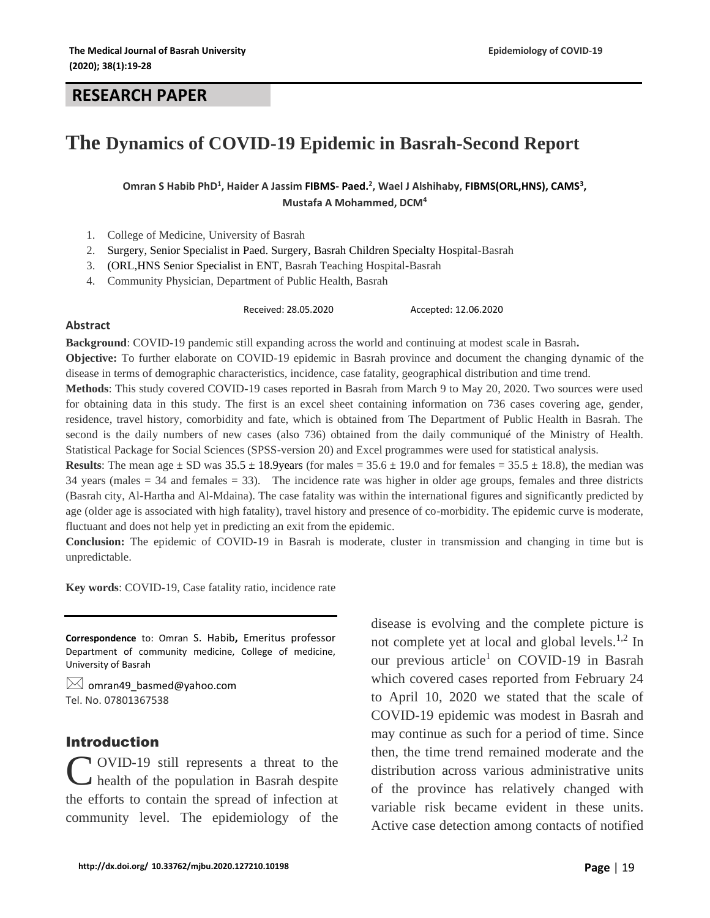**RESEARCH PAPER**

# The Dynamics of COVID-19 Epidemic in Basrah-Second Report

**Omran S Habib PhD[1], Haider A Jassim FIBMS- Paed.[2], Wael J Alshihaby, FIBMS(ORL,HNS), CAMS[3], Mustafa A Mohammed, DCM[4]**

1. College of Medicine, University of Basrah
2. Surgery, Senior Specialist in Paed. Surgery, Basrah Children Specialty Hospital-Basrah
3. (ORL,HNS Senior Specialist in ENT, Basrah Teaching Hospital-Basrah
4. Community Physician, Department of Public Health, Basrah

Received: 28.05.2020 Accepted: 12.06.2020

## Abstract

**Background**: COVID-19 pandemic still expanding across the world and continuing at modest scale in Basrah**.**

**Objective:** To further elaborate on COVID-19 epidemic in Basrah province and document the changing dynamic of the disease in terms of demographic characteristics, incidence, case fatality, geographical distribution and time trend.

**Methods**: This study covered COVID-19 cases reported in Basrah from March 9 to May 20, 2020. Two sources were used for obtaining data in this study. The first is an excel sheet containing information on 736 cases covering age, gender, residence, travel history, comorbidity and fate, which is obtained from The Department of Public Health in Basrah. The second is the daily numbers of new cases (also 736) obtained from the daily communiqué of the Ministry of Health. Statistical Package for Social Sciences (SPSS-version 20) and Excel programmes were used for statistical analysis.

**Results**: The mean age ± SD was 35.5 ± 18.9years (for males = 35.6 ± 19.0 and for females = 35.5 ± 18.8), the median was 34 years (males = 34 and females = 33). The incidence rate was higher in older age groups, females and three districts (Basrah city, Al-Hartha and Al-Mdaina). The case fatality was within the international figures and significantly predicted by age (older age is associated with high fatality), travel history and presence of co-morbidity. The epidemic curve is moderate, fluctuant and does not help yet in predicting an exit from the epidemic.

**Conclusion:** The epidemic of COVID-19 in Basrah is moderate, cluster in transmission and changing in time but is unpredictable.

**Key words**: COVID-19, Case fatality ratio, incidence rate

**Correspondence** to: Omran S. Habib**,** Emeritus professor Department of community medicine, College of medicine, University of Basrah

omran49_basmed@yahoo.com
Tel. No. 07801367538

## Introduction

COVID-19 still represents a threat to the health of the population in Basrah despite the efforts to contain the spread of infection at community level. The epidemiology of the disease is evolving and the complete picture is not complete yet at local and global levels.[1,2] In our previous article[1] on COVID-19 in Basrah which covered cases reported from February 24 to April 10, 2020 we stated that the scale of COVID-19 epidemic was modest in Basrah and may continue as such for a period of time. Since then, the time trend remained moderate and the distribution across various administrative units of the province has relatively changed with variable risk became evident in these units. Active case detection among contacts of notified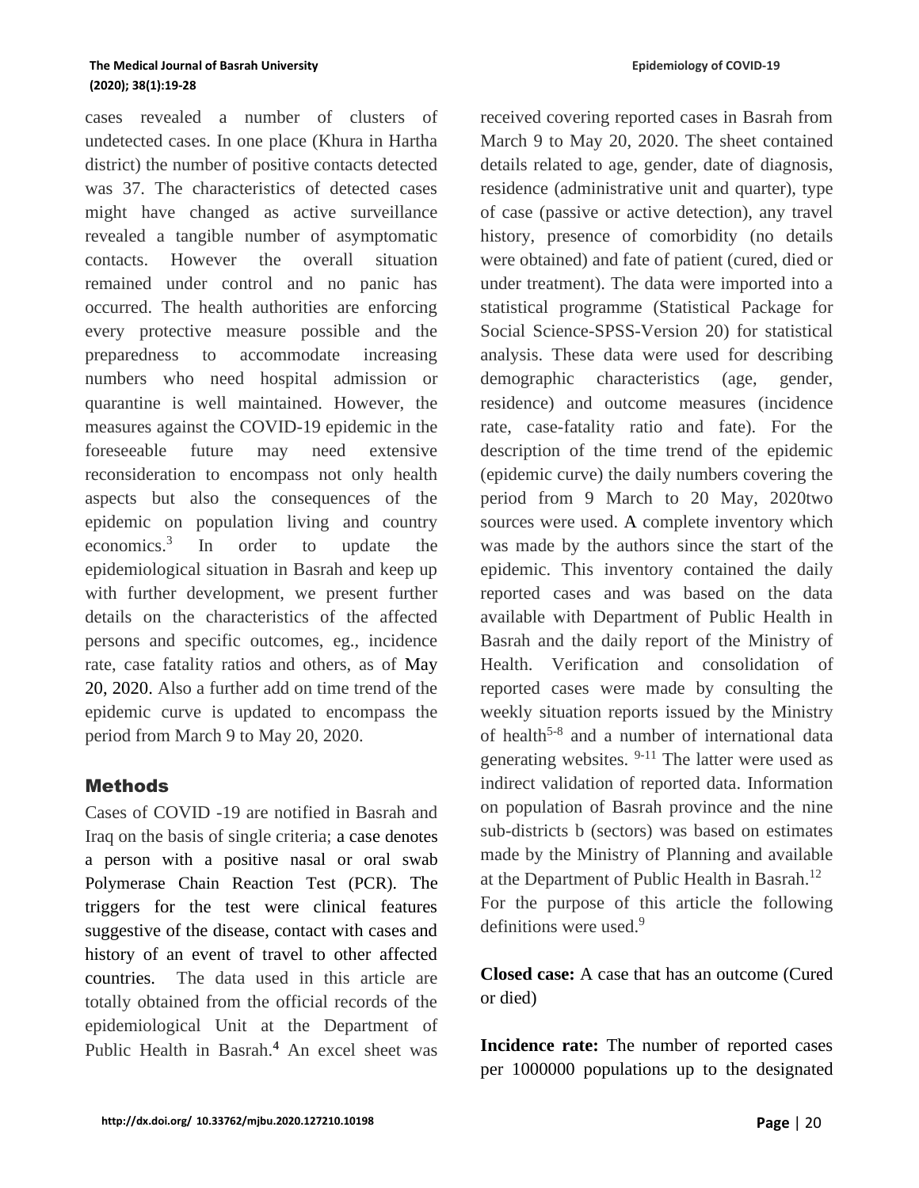cases revealed a number of clusters of undetected cases. In one place (Khura in Hartha district) the number of positive contacts detected was 37. The characteristics of detected cases might have changed as active surveillance revealed a tangible number of asymptomatic contacts. However the overall situation remained under control and no panic has occurred. The health authorities are enforcing every protective measure possible and the preparedness to accommodate increasing numbers who need hospital admission or quarantine is well maintained. However, the measures against the COVID-19 epidemic in the foreseeable future may need extensive reconsideration to encompass not only health aspects but also the consequences of the epidemic on population living and country economics.[3] In order to update the epidemiological situation in Basrah and keep up with further development, we present further details on the characteristics of the affected persons and specific outcomes, eg., incidence rate, case fatality ratios and others, as of May 20, 2020. Also a further add on time trend of the epidemic curve is updated to encompass the period from March 9 to May 20, 2020.

## Methods

Cases of COVID -19 are notified in Basrah and Iraq on the basis of single criteria; a case denotes a person with a positive nasal or oral swab Polymerase Chain Reaction Test (PCR). The triggers for the test were clinical features suggestive of the disease, contact with cases and history of an event of travel to other affected countries. The data used in this article are totally obtained from the official records of the epidemiological Unit at the Department of Public Health in Basrah.[4] An excel sheet was received covering reported cases in Basrah from March 9 to May 20, 2020. The sheet contained details related to age, gender, date of diagnosis, residence (administrative unit and quarter), type of case (passive or active detection), any travel history, presence of comorbidity (no details were obtained) and fate of patient (cured, died or under treatment). The data were imported into a statistical programme (Statistical Package for Social Science-SPSS-Version 20) for statistical analysis. These data were used for describing demographic characteristics (age, gender, residence) and outcome measures (incidence rate, case-fatality ratio and fate). For the description of the time trend of the epidemic (epidemic curve) the daily numbers covering the period from 9 March to 20 May, 2020two sources were used. A complete inventory which was made by the authors since the start of the epidemic. This inventory contained the daily reported cases and was based on the data available with Department of Public Health in Basrah and the daily report of the Ministry of Health. Verification and consolidation of reported cases were made by consulting the weekly situation reports issued by the Ministry of health[5-8] and a number of international data generating websites. [9-11] The latter were used as indirect validation of reported data. Information on population of Basrah province and the nine sub-districts b (sectors) was based on estimates made by the Ministry of Planning and available at the Department of Public Health in Basrah.[12]

For the purpose of this article the following definitions were used.[9]

**Closed case:** A case that has an outcome (Cured or died)

**Incidence rate:** The number of reported cases per 1000000 populations up to the designated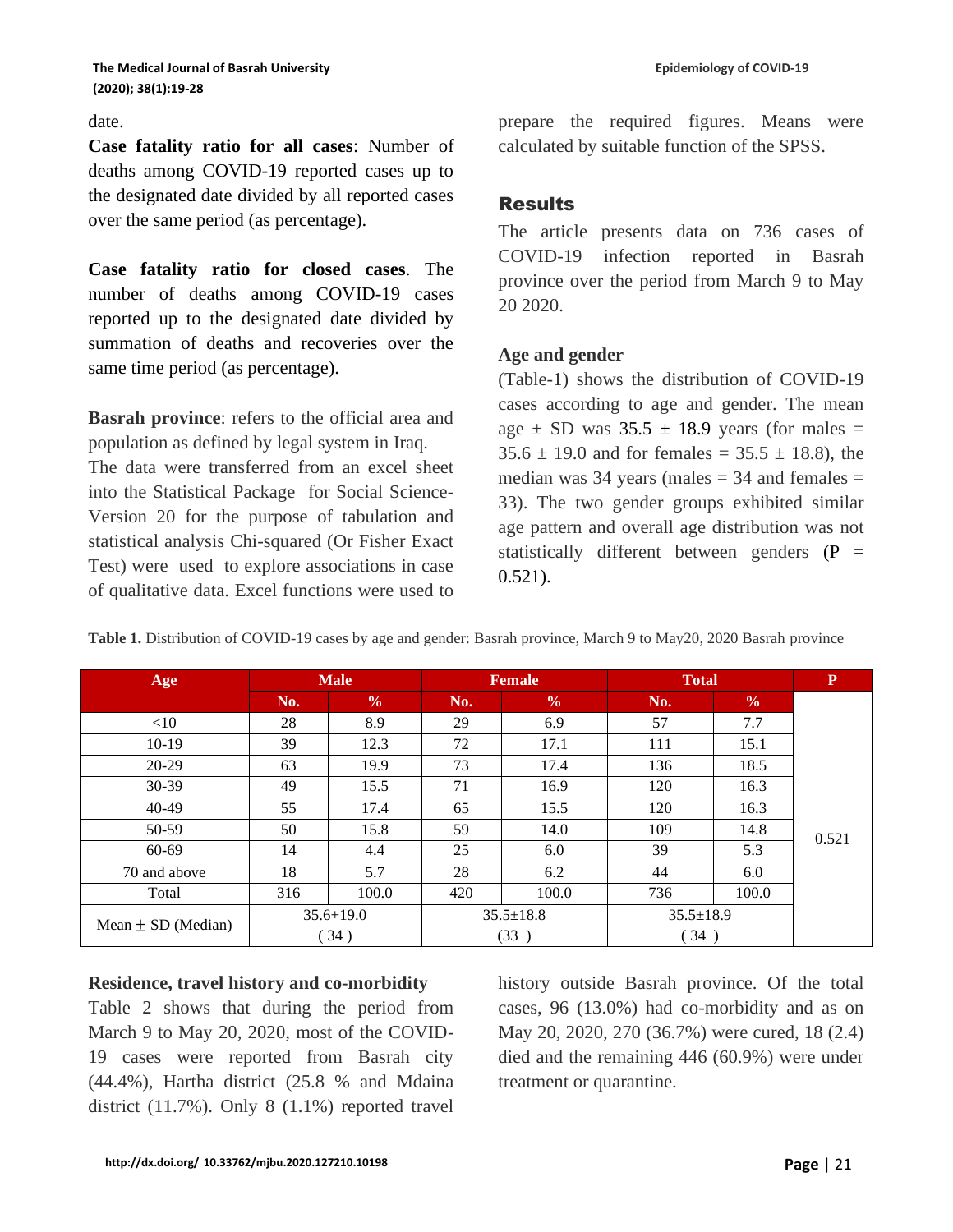date.

**Case fatality ratio for all cases**: Number of deaths among COVID-19 reported cases up to the designated date divided by all reported cases over the same period (as percentage).

**Case fatality ratio for closed cases**. The number of deaths among COVID-19 cases reported up to the designated date divided by summation of deaths and recoveries over the same time period (as percentage).

**Basrah province**: refers to the official area and population as defined by legal system in Iraq.

The data were transferred from an excel sheet into the Statistical Package for Social Science-Version 20 for the purpose of tabulation and statistical analysis Chi-squared (Or Fisher Exact Test) were used to explore associations in case of qualitative data. Excel functions were used to prepare the required figures. Means were calculated by suitable function of the SPSS.

## Results

The article presents data on 736 cases of COVID-19 infection reported in Basrah province over the period from March 9 to May 20 2020.

### Age and gender

(Table-1) shows the distribution of COVID-19 cases according to age and gender. The mean age ± SD was 35.5 ± 18.9 years (for males = 35.6 ± 19.0 and for females = 35.5 ± 18.8), the median was 34 years (males = 34 and females = 33). The two gender groups exhibited similar age pattern and overall age distribution was not statistically different between genders (P = 0.521).

**Table 1.** Distribution of COVID-19 cases by age and gender: Basrah province, March 9 to May20, 2020 Basrah province

| Age | Male | | Female | | Total | | P |
|---|---|---|---|---|---|---|---|
| | No. | % | No. | % | No. | % | |
| <10 | 28 | 8.9 | 29 | 6.9 | 57 | 7.7 | 0.521 |
| 10-19 | 39 | 12.3 | 72 | 17.1 | 111 | 15.1 | |
| 20-29 | 63 | 19.9 | 73 | 17.4 | 136 | 18.5 | |
| 30-39 | 49 | 15.5 | 71 | 16.9 | 120 | 16.3 | |
| 40-49 | 55 | 17.4 | 65 | 15.5 | 120 | 16.3 | |
| 50-59 | 50 | 15.8 | 59 | 14.0 | 109 | 14.8 | |
| 60-69 | 14 | 4.4 | 25 | 6.0 | 39 | 5.3 | |
| 70 and above | 18 | 5.7 | 28 | 6.2 | 44 | 6.0 | |
| Total | 316 | 100.0 | 420 | 100.0 | 736 | 100.0 | |
| Mean ± SD (Median) | 35.6+19.0 (34) | | 35.5±18.8 (33) | | 35.5±18.9 (34) | | |

### Residence, travel history and co-morbidity

Table 2 shows that during the period from March 9 to May 20, 2020, most of the COVID-19 cases were reported from Basrah city (44.4%), Hartha district (25.8 % and Mdaina district (11.7%). Only 8 (1.1%) reported travel history outside Basrah province. Of the total cases, 96 (13.0%) had co-morbidity and as on May 20, 2020, 270 (36.7%) were cured, 18 (2.4) died and the remaining 446 (60.9%) were under treatment or quarantine.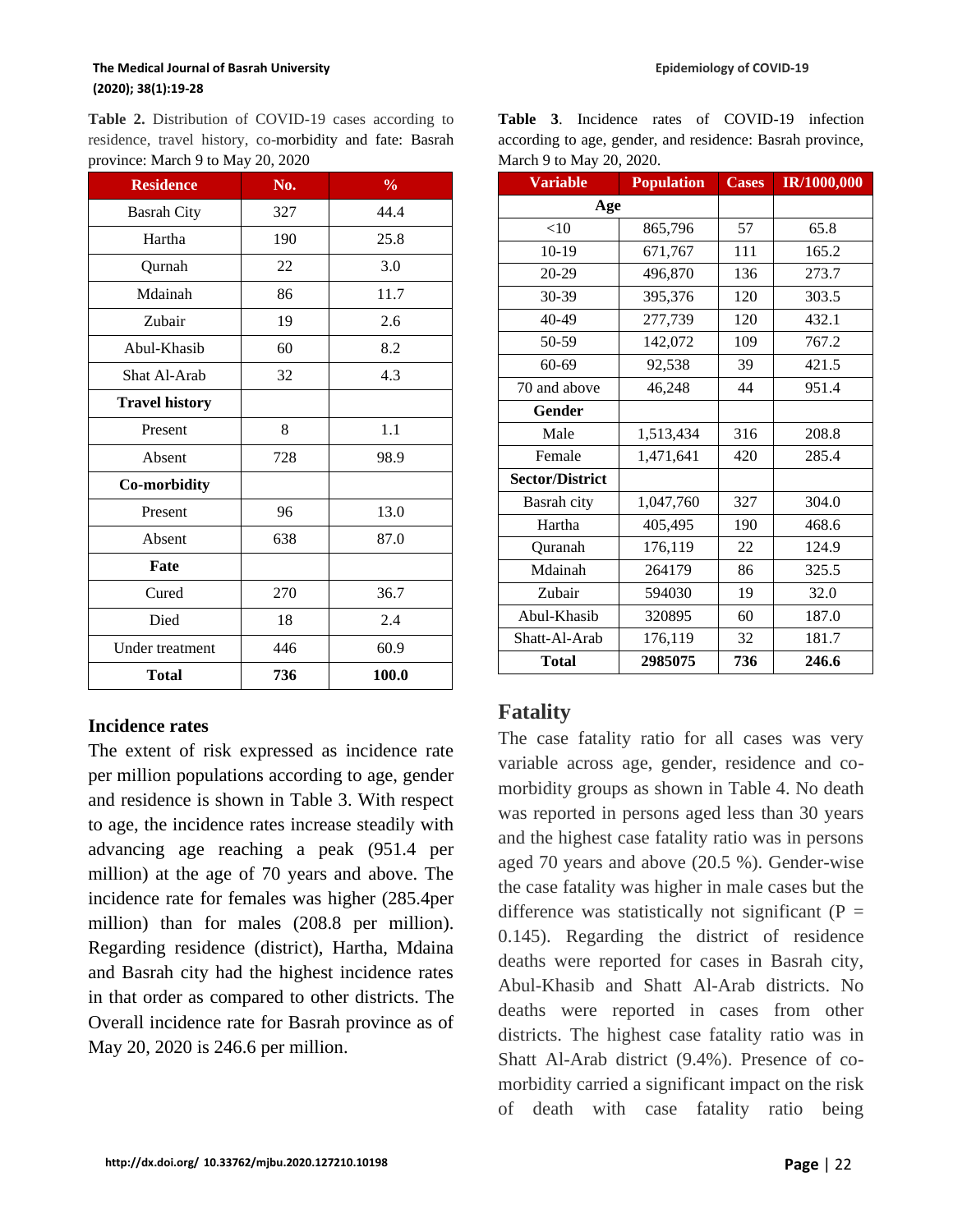**Table 2.** Distribution of COVID-19 cases according to residence, travel history, co-morbidity and fate: Basrah province: March 9 to May 20, 2020

| Residence | No. | % |
|---|---|---|
| Basrah City | 327 | 44.4 |
| Hartha | 190 | 25.8 |
| Qurnah | 22 | 3.0 |
| Mdainah | 86 | 11.7 |
| Zubair | 19 | 2.6 |
| Abul-Khasib | 60 | 8.2 |
| Shat Al-Arab | 32 | 4.3 |
| **Travel history** | | |
| Present | 8 | 1.1 |
| Absent | 728 | 98.9 |
| **Co-morbidity** | | |
| Present | 96 | 13.0 |
| Absent | 638 | 87.0 |
| **Fate** | | |
| Cured | 270 | 36.7 |
| Died | 18 | 2.4 |
| Under treatment | 446 | 60.9 |
| **Total** | **736** | **100.0** |

### Incidence rates

The extent of risk expressed as incidence rate per million populations according to age, gender and residence is shown in Table 3. With respect to age, the incidence rates increase steadily with advancing age reaching a peak (951.4 per million) at the age of 70 years and above. The incidence rate for females was higher (285.4per million) than for males (208.8 per million). Regarding residence (district), Hartha, Mdaina and Basrah city had the highest incidence rates in that order as compared to other districts. The Overall incidence rate for Basrah province as of May 20, 2020 is 246.6 per million.

**Table 3**. Incidence rates of COVID-19 infection according to age, gender, and residence: Basrah province, March 9 to May 20, 2020.

| Variable | Population | Cases | IR/1000,000 |
|---|---|---|---|
| **Age** | | | |
| <10 | 865,796 | 57 | 65.8 |
| 10-19 | 671,767 | 111 | 165.2 |
| 20-29 | 496,870 | 136 | 273.7 |
| 30-39 | 395,376 | 120 | 303.5 |
| 40-49 | 277,739 | 120 | 432.1 |
| 50-59 | 142,072 | 109 | 767.2 |
| 60-69 | 92,538 | 39 | 421.5 |
| 70 and above | 46,248 | 44 | 951.4 |
| **Gender** | | | |
| Male | 1,513,434 | 316 | 208.8 |
| Female | 1,471,641 | 420 | 285.4 |
| **Sector/District** | | | |
| Basrah city | 1,047,760 | 327 | 304.0 |
| Hartha | 405,495 | 190 | 468.6 |
| Quranah | 176,119 | 22 | 124.9 |
| Mdainah | 264179 | 86 | 325.5 |
| Zubair | 594030 | 19 | 32.0 |
| Abul-Khasib | 320895 | 60 | 187.0 |
| Shatt-Al-Arab | 176,119 | 32 | 181.7 |
| **Total** | **2985075** | **736** | **246.6** |

## Fatality

The case fatality ratio for all cases was very variable across age, gender, residence and co-morbidity groups as shown in Table 4. No death was reported in persons aged less than 30 years and the highest case fatality ratio was in persons aged 70 years and above (20.5 %). Gender-wise the case fatality was higher in male cases but the difference was statistically not significant ($P = 0.145$). Regarding the district of residence deaths were reported for cases in Basrah city, Abul-Khasib and Shatt Al-Arab districts. No deaths were reported in cases from other districts. The highest case fatality ratio was in Shatt Al-Arab district (9.4%). Presence of co-morbidity carried a significant impact on the risk of death with case fatality ratio being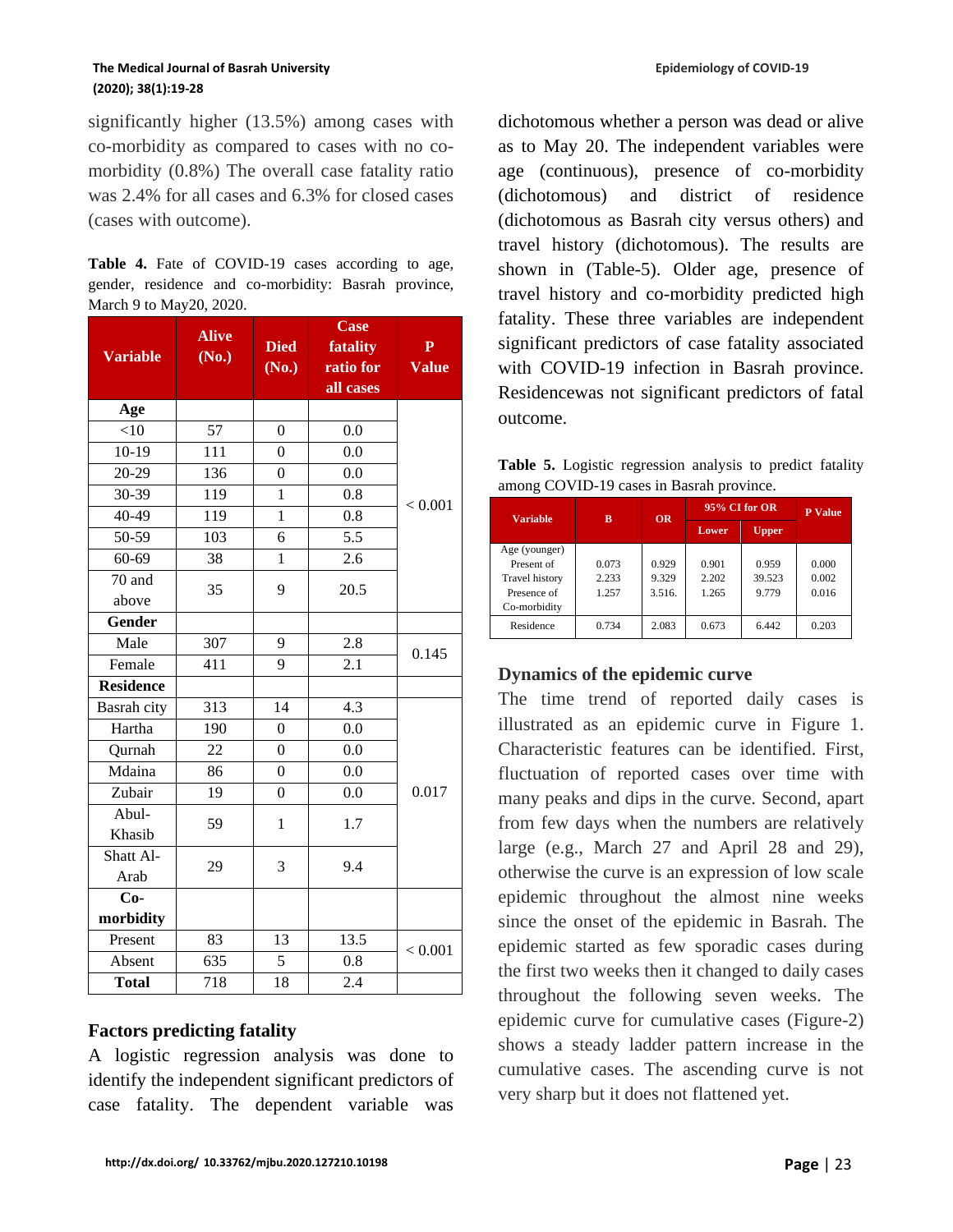significantly higher (13.5%) among cases with co-morbidity as compared to cases with no co-morbidity (0.8%) The overall case fatality ratio was 2.4% for all cases and 6.3% for closed cases (cases with outcome).

**Table 4.** Fate of COVID-19 cases according to age, gender, residence and co-morbidity: Basrah province, March 9 to May20, 2020.

| Variable | Alive (No.) | Died (No.) | Case fatality ratio for all cases | P Value |
|---|---|---|---|---|
| **Age** | | | | |
| <10 | 57 | 0 | 0.0 | < 0.001 |
| 10-19 | 111 | 0 | 0.0 | |
| 20-29 | 136 | 0 | 0.0 | |
| 30-39 | 119 | 1 | 0.8 | |
| 40-49 | 119 | 1 | 0.8 | |
| 50-59 | 103 | 6 | 5.5 | |
| 60-69 | 38 | 1 | 2.6 | |
| 70 and above | 35 | 9 | 20.5 | |
| **Gender** | | | | |
| Male | 307 | 9 | 2.8 | 0.145 |
| Female | 411 | 9 | 2.1 | |
| **Residence** | | | | |
| Basrah city | 313 | 14 | 4.3 | 0.017 |
| Hartha | 190 | 0 | 0.0 | |
| Qurnah | 22 | 0 | 0.0 | |
| Mdaina | 86 | 0 | 0.0 | |
| Zubair | 19 | 0 | 0.0 | |
| Abul-Khasib | 59 | 1 | 1.7 | |
| Shatt Al-Arab | 29 | 3 | 9.4 | |
| **Co-morbidity** | | | | |
| Present | 83 | 13 | 13.5 | < 0.001 |
| Absent | 635 | 5 | 0.8 | |
| **Total** | 718 | 18 | 2.4 | |

## Factors predicting fatality

A logistic regression analysis was done to identify the independent significant predictors of case fatality. The dependent variable was dichotomous whether a person was dead or alive as to May 20. The independent variables were age (continuous), presence of co-morbidity (dichotomous) and district of residence (dichotomous as Basrah city versus others) and travel history (dichotomous). The results are shown in (Table-5). Older age, presence of travel history and co-morbidity predicted high fatality. These three variables are independent significant predictors of case fatality associated with COVID-19 infection in Basrah province. Residencewas not significant predictors of fatal outcome.

**Table 5.** Logistic regression analysis to predict fatality among COVID-19 cases in Basrah province.

| Variable | B | OR | 95% CI for OR | | P Value |
|---|---|---|---|---|---|
| | | | Lower | Upper | |
| Age (younger) | 0.073 | 0.929 | 0.901 | 0.959 | 0.000 |
| Present of Travel history | 2.233 | 9.329 | 2.202 | 39.523 | 0.002 |
| Presence of Co-morbidity | 1.257 | 3.516. | 1.265 | 9.779 | 0.016 |
| Residence | 0.734 | 2.083 | 0.673 | 6.442 | 0.203 |

## Dynamics of the epidemic curve

The time trend of reported daily cases is illustrated as an epidemic curve in Figure 1. Characteristic features can be identified. First, fluctuation of reported cases over time with many peaks and dips in the curve. Second, apart from few days when the numbers are relatively large (e.g., March 27 and April 28 and 29), otherwise the curve is an expression of low scale epidemic throughout the almost nine weeks since the onset of the epidemic in Basrah. The epidemic started as few sporadic cases during the first two weeks then it changed to daily cases throughout the following seven weeks. The epidemic curve for cumulative cases (Figure-2) shows a steady ladder pattern increase in the cumulative cases. The ascending curve is not very sharp but it does not flattened yet.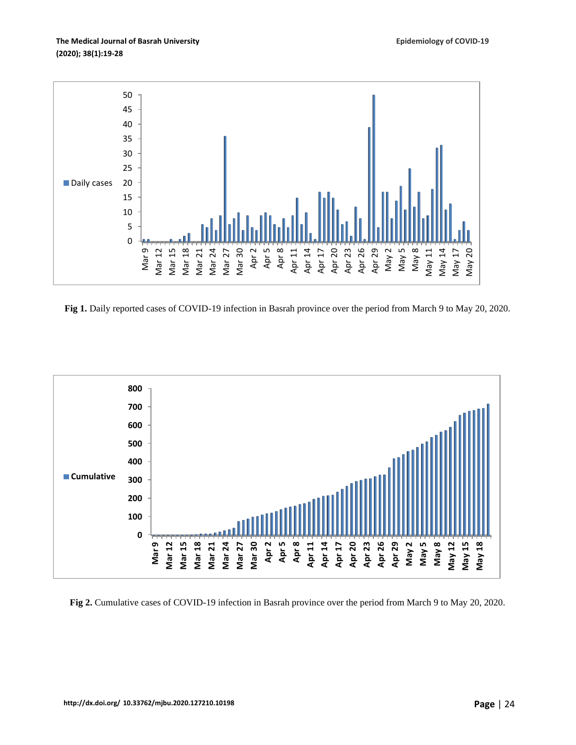**Fig 1.** Daily reported cases of COVID-19 infection in Basrah province over the period from March 9 to May 20, 2020.

**Fig 2.** Cumulative cases of COVID-19 infection in Basrah province over the period from March 9 to May 20, 2020.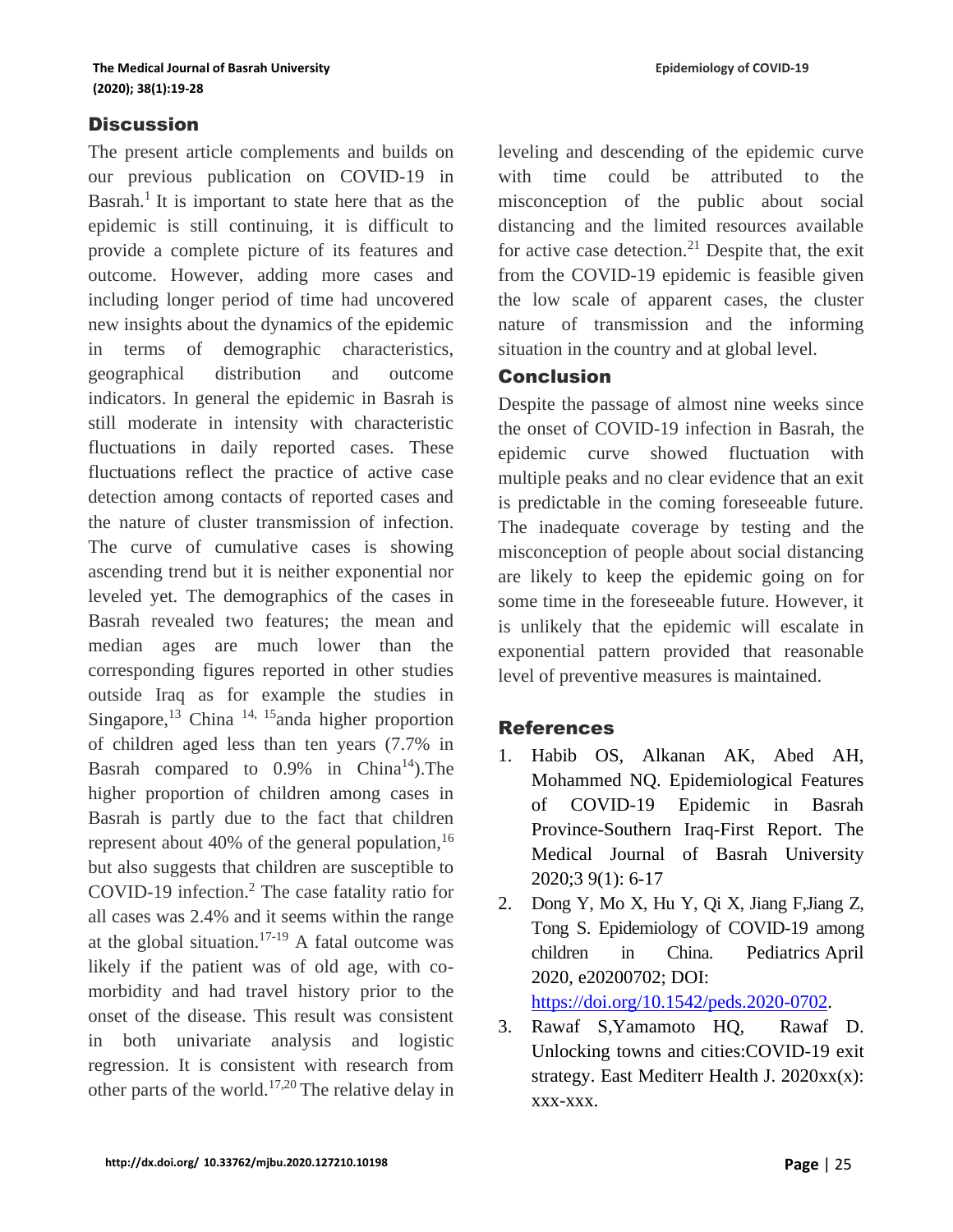## Discussion

The present article complements and builds on our previous publication on COVID-19 in Basrah.[1] It is important to state here that as the epidemic is still continuing, it is difficult to provide a complete picture of its features and outcome. However, adding more cases and including longer period of time had uncovered new insights about the dynamics of the epidemic in terms of demographic characteristics, geographical distribution and outcome indicators. In general the epidemic in Basrah is still moderate in intensity with characteristic fluctuations in daily reported cases. These fluctuations reflect the practice of active case detection among contacts of reported cases and the nature of cluster transmission of infection. The curve of cumulative cases is showing ascending trend but it is neither exponential nor leveled yet. The demographics of the cases in Basrah revealed two features; the mean and median ages are much lower than the corresponding figures reported in other studies outside Iraq as for example the studies in Singapore,[13] China [14, 15]anda higher proportion of children aged less than ten years (7.7% in Basrah compared to 0.9% in China[14]).The higher proportion of children among cases in Basrah is partly due to the fact that children represent about 40% of the general population,[16] but also suggests that children are susceptible to COVID-19 infection.[2] The case fatality ratio for all cases was 2.4% and it seems within the range at the global situation.[17-19] A fatal outcome was likely if the patient was of old age, with co-morbidity and had travel history prior to the onset of the disease. This result was consistent in both univariate analysis and logistic regression. It is consistent with research from other parts of the world.[17,20] The relative delay in leveling and descending of the epidemic curve with time could be attributed to the misconception of the public about social distancing and the limited resources available for active case detection.[21] Despite that, the exit from the COVID-19 epidemic is feasible given the low scale of apparent cases, the cluster nature of transmission and the informing situation in the country and at global level.

## Conclusion

Despite the passage of almost nine weeks since the onset of COVID-19 infection in Basrah, the epidemic curve showed fluctuation with multiple peaks and no clear evidence that an exit is predictable in the coming foreseeable future. The inadequate coverage by testing and the misconception of people about social distancing are likely to keep the epidemic going on for some time in the foreseeable future. However, it is unlikely that the epidemic will escalate in exponential pattern provided that reasonable level of preventive measures is maintained.

## References

1. Habib OS, Alkanan AK, Abed AH, Mohammed NQ. Epidemiological Features of COVID-19 Epidemic in Basrah Province-Southern Iraq-First Report. The Medical Journal of Basrah University 2020;3 9(1): 6-17
2. Dong Y, Mo X, Hu Y, Qi X, Jiang F,Jiang Z, Tong S. Epidemiology of COVID-19 among children in China. Pediatrics April 2020, e20200702; DOI: https://doi.org/10.1542/peds.2020-0702.
3. Rawaf S,Yamamoto HQ, Rawaf D. Unlocking towns and cities:COVID-19 exit strategy. East Mediterr Health J. 2020xx(x): xxx-xxx.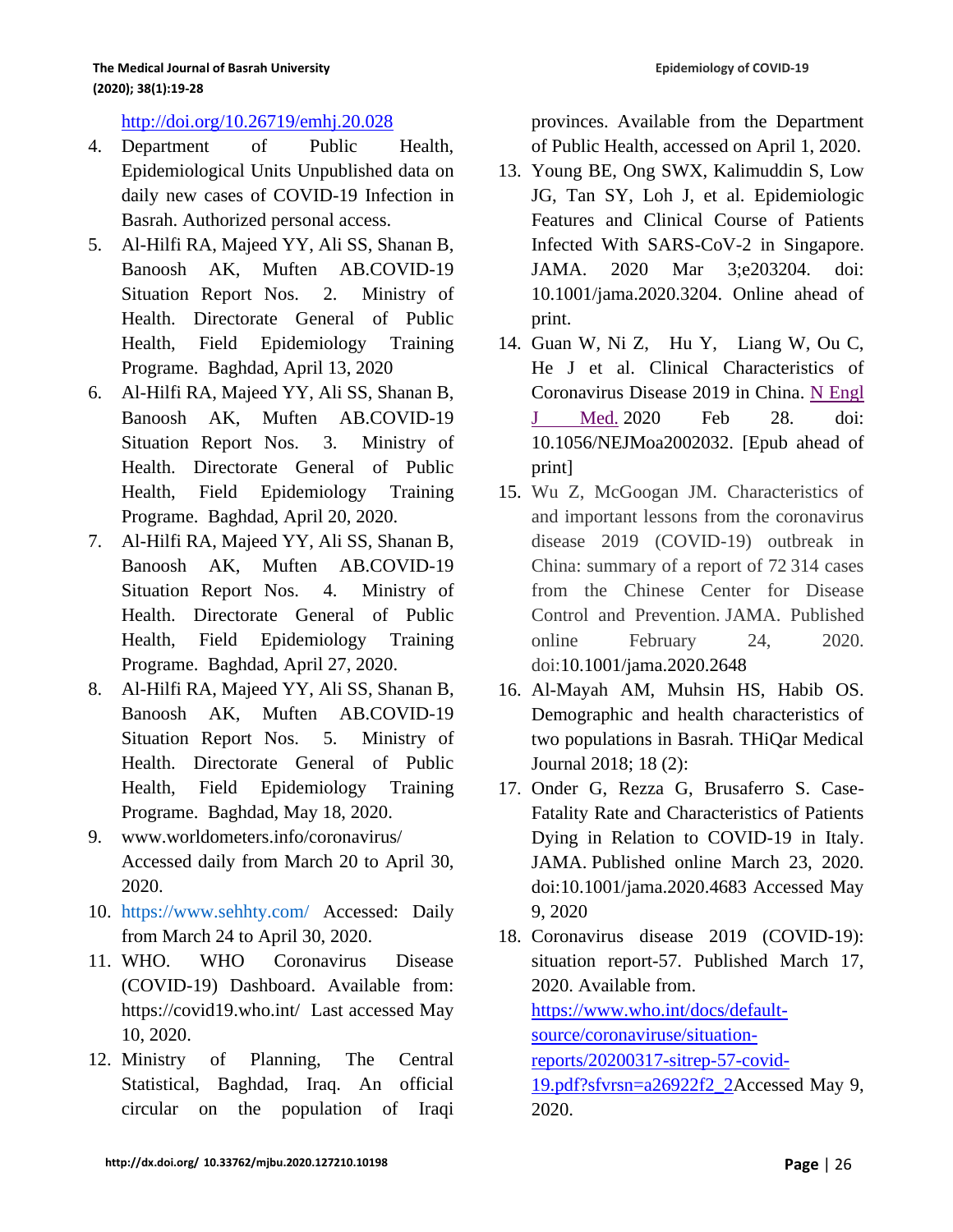http://doi.org/10.26719/emhj.20.028

4. Department of Public Health, Epidemiological Units Unpublished data on daily new cases of COVID-19 Infection in Basrah. Authorized personal access.
5. Al-Hilfi RA, Majeed YY, Ali SS, Shanan B, Banoosh AK, Muften AB.COVID-19 Situation Report Nos. 2. Ministry of Health. Directorate General of Public Health, Field Epidemiology Training Programe. Baghdad, April 13, 2020
6. Al-Hilfi RA, Majeed YY, Ali SS, Shanan B, Banoosh AK, Muften AB.COVID-19 Situation Report Nos. 3. Ministry of Health. Directorate General of Public Health, Field Epidemiology Training Programe. Baghdad, April 20, 2020.
7. Al-Hilfi RA, Majeed YY, Ali SS, Shanan B, Banoosh AK, Muften AB.COVID-19 Situation Report Nos. 4. Ministry of Health. Directorate General of Public Health, Field Epidemiology Training Programe. Baghdad, April 27, 2020.
8. Al-Hilfi RA, Majeed YY, Ali SS, Shanan B, Banoosh AK, Muften AB.COVID-19 Situation Report Nos. 5. Ministry of Health. Directorate General of Public Health, Field Epidemiology Training Programe. Baghdad, May 18, 2020.
9. www.worldometers.info/coronavirus/ Accessed daily from March 20 to April 30, 2020.
10. https://www.sehhty.com/ Accessed: Daily from March 24 to April 30, 2020.
11. WHO. WHO Coronavirus Disease (COVID-19) Dashboard. Available from: https://covid19.who.int/ Last accessed May 10, 2020.
12. Ministry of Planning, The Central Statistical, Baghdad, Iraq. An official circular on the population of Iraqi provinces. Available from the Department of Public Health, accessed on April 1, 2020.
13. Young BE, Ong SWX, Kalimuddin S, Low JG, Tan SY, Loh J, et al. Epidemiologic Features and Clinical Course of Patients Infected With SARS-CoV-2 in Singapore. JAMA. 2020 Mar 3;e203204. doi: 10.1001/jama.2020.3204. Online ahead of print.
14. Guan W, Ni Z, Hu Y, Liang W, Ou C, He J et al. Clinical Characteristics of Coronavirus Disease 2019 in China. N Engl J Med. 2020 Feb 28. doi: 10.1056/NEJMoa2002032. [Epub ahead of print]
15. Wu Z, McGoogan JM. Characteristics of and important lessons from the coronavirus disease 2019 (COVID-19) outbreak in China: summary of a report of 72 314 cases from the Chinese Center for Disease Control and Prevention. JAMA. Published online February 24, 2020. doi:10.1001/jama.2020.2648
16. Al-Mayah AM, Muhsin HS, Habib OS. Demographic and health characteristics of two populations in Basrah. THiQar Medical Journal 2018; 18 (2):
17. Onder G, Rezza G, Brusaferro S. Case-Fatality Rate and Characteristics of Patients Dying in Relation to COVID-19 in Italy. JAMA. Published online March 23, 2020. doi:10.1001/jama.2020.4683 Accessed May 9, 2020
18. Coronavirus disease 2019 (COVID-19): situation report-57. Published March 17, 2020. Available from. https://www.who.int/docs/default-source/coronaviruse/situation-reports/20200317-sitrep-57-covid-19.pdf?sfvrsn=a26922f2_2Accessed May 9, 2020.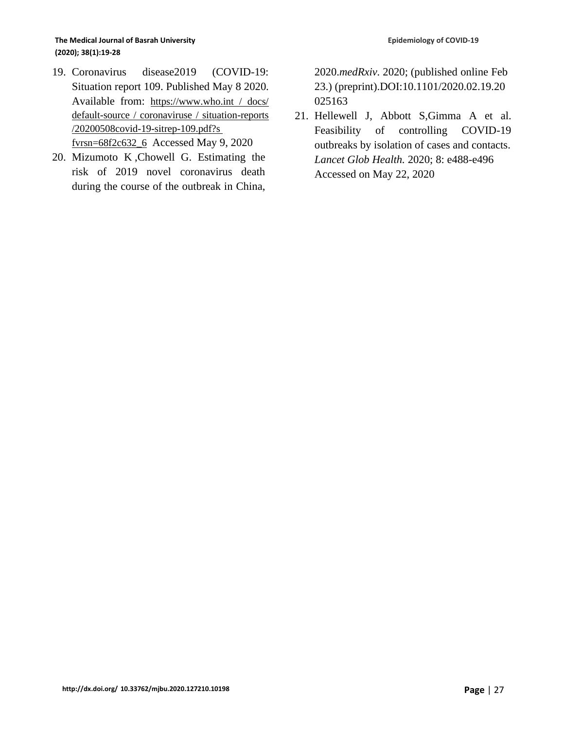19. Coronavirus disease2019 (COVID-19: Situation report 109. Published May 8 2020. Available from: https://www.who.int / docs/ default-source / coronaviruse / situation-reports /20200508covid-19-sitrep-109.pdf?s fvrsn=68f2c632_6 Accessed May 9, 2020
20. Mizumoto K ,Chowell G. Estimating the risk of 2019 novel coronavirus death during the course of the outbreak in China, 2020.*medRxiv*. 2020; (published online Feb 23.) (preprint).DOI:10.1101/2020.02.19.20 025163
21. Hellewell J, Abbott S,Gimma A et al. Feasibility of controlling COVID-19 outbreaks by isolation of cases and contacts. *Lancet Glob Health.* 2020; 8: e488-e496 Accessed on May 22, 2020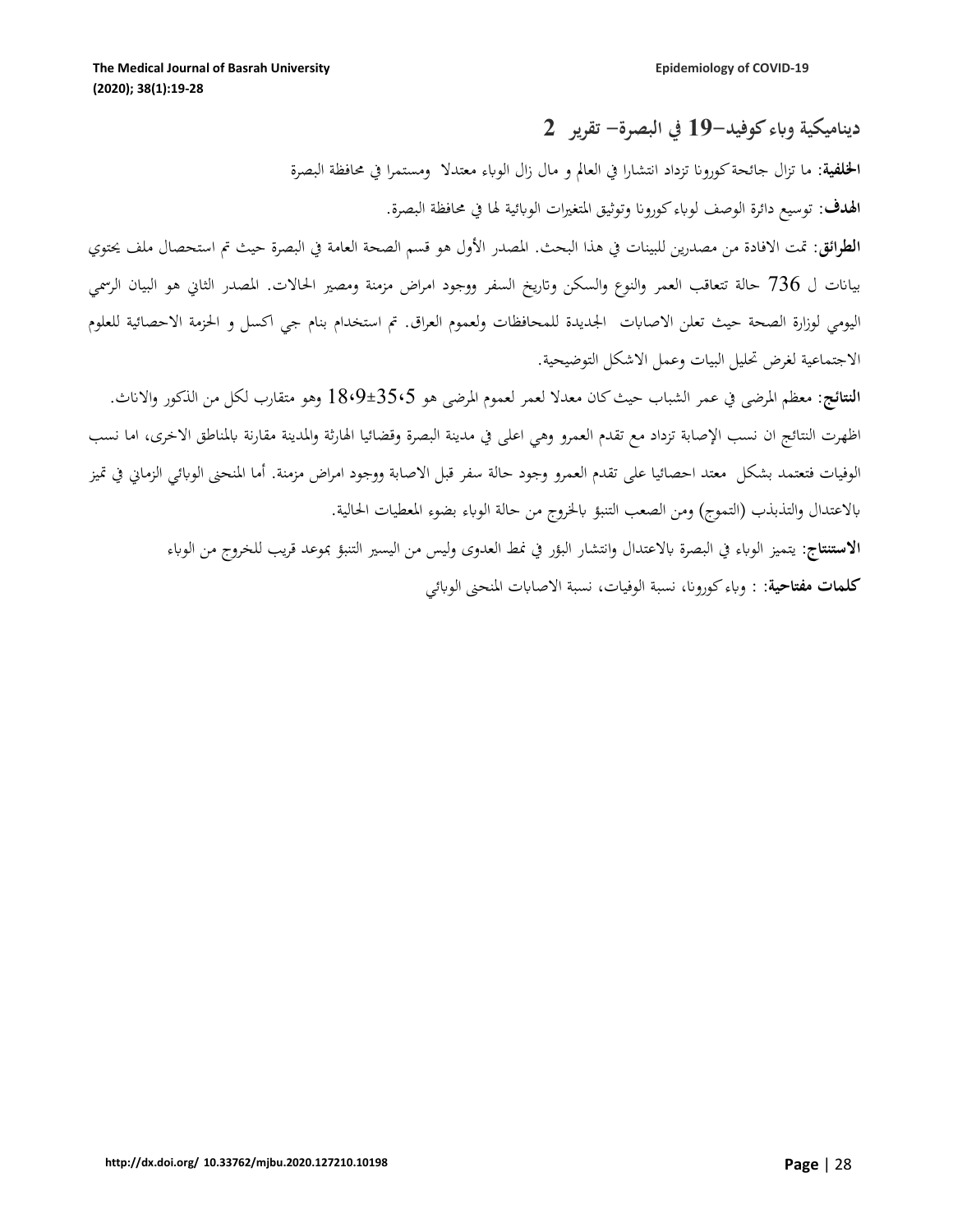## ديناميكية وباء كوفيد–19 في البصرة– تقرير 2

**الخلفية**: ما تزال جائحة كورونا تزداد انتشارا في العالم و مال زال الوباء معتدلا ومستمرا في محافظة البصرة

**الهدف**: توسيع دائرة الوصف لوباء كورونا وتوثيق المتغيرات الوبائية لها في محافظة البصرة.

**الطرائق**: تمت الافادة من مصدرين للبينات في هذا البحث. المصدر الأول هو قسم الصحة العامة في البصرة حيث تم استحصال ملف يحتوي بيانات ل 736 حالة تتعاقب العمر والنوع والسكن وتاريخ السفر ووجود امراض مزمنة ومصير الحالات. المصدر الثاني هو البيان الرسمي اليومي لوزارة الصحة حيث تعلن الاصابات الجديدة للمحافظات ولعموم العراق. تم استخدام بنام جي اكسل و الحزمة الاحصائية للعلوم الاجتماعية لغرض تحليل البيات وعمل الاشكل التوضيحية.

**النتائج**: معظم المرضى في عمر الشباب حيث كان معدلا لعمر لعموم المرضى هو 35،5±18،9 وهو متقارب لكل من الذكور والاناث. اظهرت النتائج ان نسب الإصابة تزداد مع تقدم العمرو وهي اعلى في مدينة البصرة وقضائيا الهارثة والمدينة مقارنة بالمناطق الاخرى، اما نسب الوفيات فتعتمد بشكل معتد احصائيا على تقدم العمرو وجود حالة سفر قبل الاصابة ووجود امراض مزمنة. أما المنحنى الوبائي الزماني في تميز بالاعتدال والتذبذب (التموج) ومن الصعب التنبؤ بالخروج من حالة الوباء بضوء المعطيات الحالية.

**الاستنتاج**: يتميز الوباء في البصرة بالاعتدال وانتشار البؤر في نمط العدوى وليس من اليسير التنبؤ بموعد قريب للخروج من الوباء

**كلمات مفتاحية**: : وباء كورونا، نسبة الوفيات، نسبة الاصابات المنحنى الوبائي